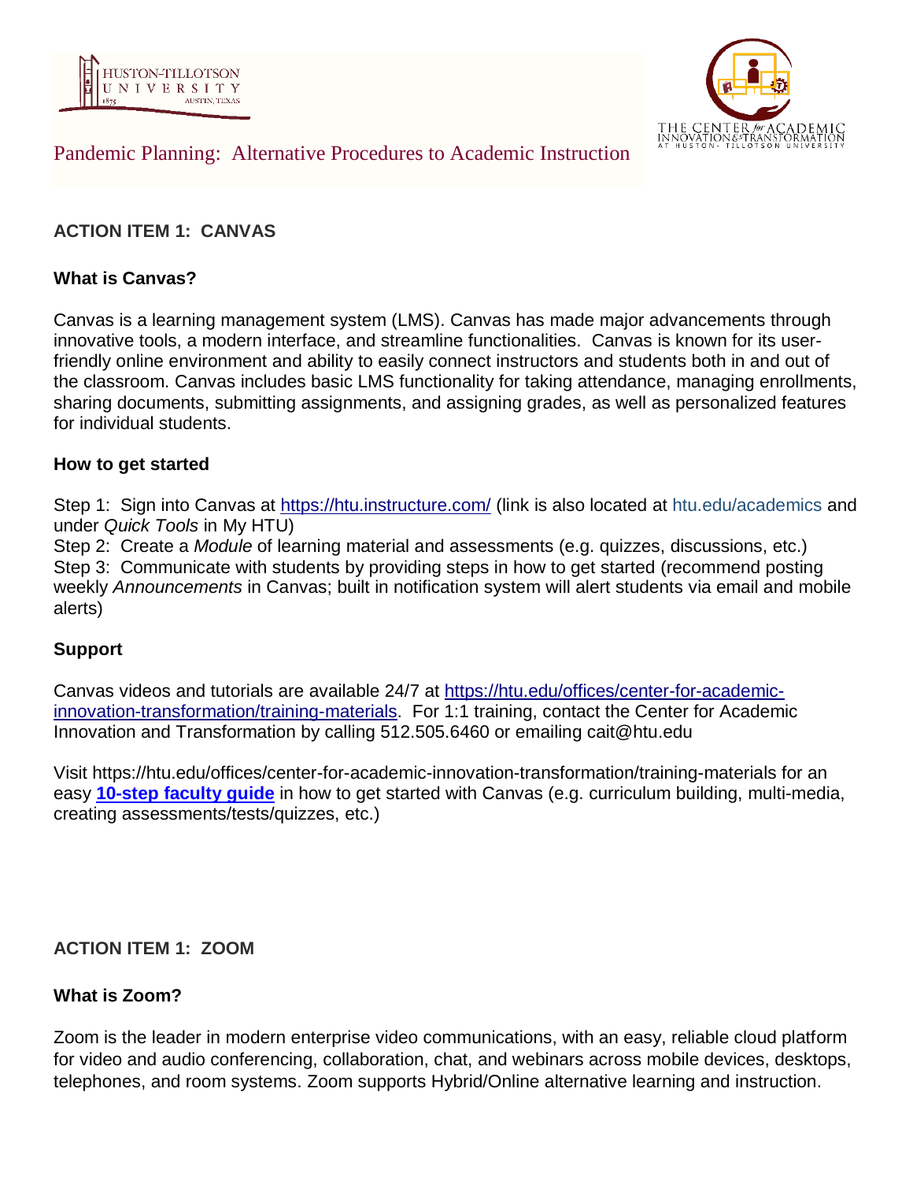# Pandemic Planning: Alternative Procedures to Academic Instruction

## ACTION ITEM 1: CANVAS

### What is Canvas?

Canvas is a learning management system (LMS). Canvas has made major advancements through innovative tools, a modern interface, and streamline functionalities. Canvas is known for its user-friendly online environment and ability to easily connect instructors and students both in and out of the classroom. Canvas includes basic LMS functionality for taking attendance, managing enrollments, sharing documents, submitting assignments, and assigning grades, as well as personalized features for individual students.

### How to get started

Step 1: Sign into Canvas at [https://htu.instructure.com/](https://htu.instructure.com/) (link is also located at htu.edu/academics and under *Quick Tools* in My HTU)
Step 2: Create a *Module* of learning material and assessments (e.g. quizzes, discussions, etc.)
Step 3: Communicate with students by providing steps in how to get started (recommend posting weekly *Announcements* in Canvas; built in notification system will alert students via email and mobile alerts)

### Support

Canvas videos and tutorials are available 24/7 at [https://htu.edu/offices/center-for-academic-innovation-transformation/training-materials](https://htu.edu/offices/center-for-academic-innovation-transformation/training-materials). For 1:1 training, contact the Center for Academic Innovation and Transformation by calling 512.505.6460 or emailing cait@htu.edu

Visit https://htu.edu/offices/center-for-academic-innovation-transformation/training-materials for an easy **10-step faculty guide** in how to get started with Canvas (e.g. curriculum building, multi-media, creating assessments/tests/quizzes, etc.)

## ACTION ITEM 1: ZOOM

### What is Zoom?

Zoom is the leader in modern enterprise video communications, with an easy, reliable cloud platform for video and audio conferencing, collaboration, chat, and webinars across mobile devices, desktops, telephones, and room systems. Zoom supports Hybrid/Online alternative learning and instruction.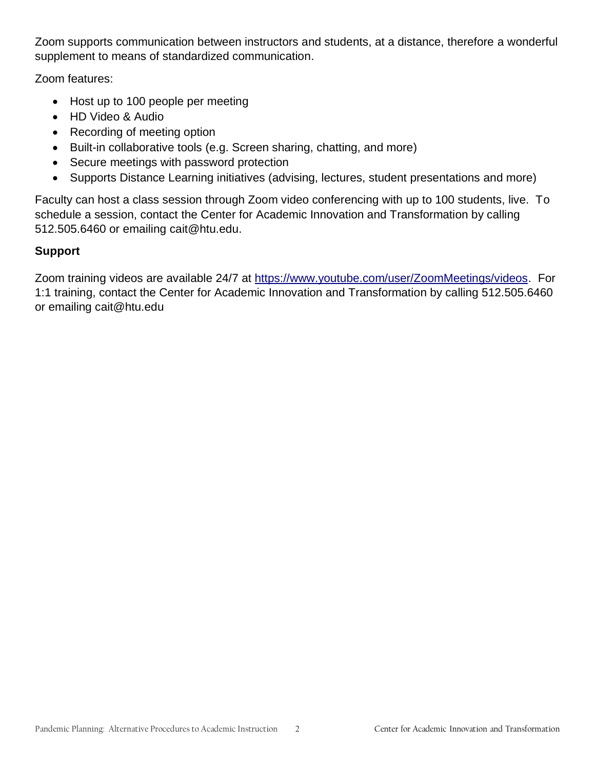Zoom supports communication between instructors and students, at a distance, therefore a wonderful supplement to means of standardized communication.

Zoom features:

- Host up to 100 people per meeting
- HD Video & Audio
- Recording of meeting option
- Built-in collaborative tools (e.g. Screen sharing, chatting, and more)
- Secure meetings with password protection
- Supports Distance Learning initiatives (advising, lectures, student presentations and more)

Faculty can host a class session through Zoom video conferencing with up to 100 students, live. To schedule a session, contact the Center for Academic Innovation and Transformation by calling 512.505.6460 or emailing cait@htu.edu.

**Support**

Zoom training videos are available 24/7 at https://www.youtube.com/user/ZoomMeetings/videos. For 1:1 training, contact the Center for Academic Innovation and Transformation by calling 512.505.6460 or emailing cait@htu.edu